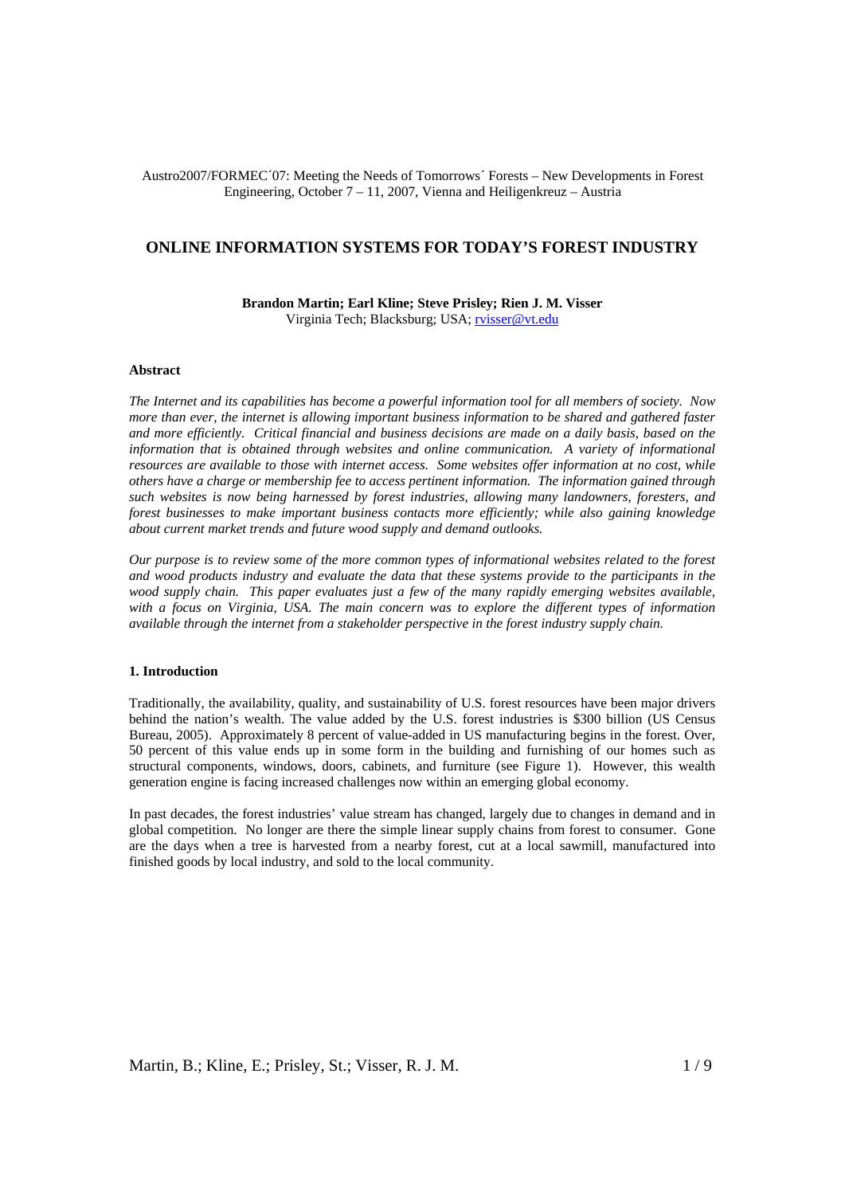Austro2007/FORMEC´07: Meeting the Needs of Tomorrows´ Forests – New Developments in Forest Engineering, October 7 – 11, 2007, Vienna and Heiligenkreuz – Austria

# ONLINE INFORMATION SYSTEMS FOR TODAY'S FOREST INDUSTRY

**Brandon Martin; Earl Kline; Steve Prisley; Rien J. M. Visser**
Virginia Tech; Blacksburg; USA; rvisser@vt.edu

## Abstract

*The Internet and its capabilities has become a powerful information tool for all members of society. Now more than ever, the internet is allowing important business information to be shared and gathered faster and more efficiently. Critical financial and business decisions are made on a daily basis, based on the information that is obtained through websites and online communication. A variety of informational resources are available to those with internet access. Some websites offer information at no cost, while others have a charge or membership fee to access pertinent information. The information gained through such websites is now being harnessed by forest industries, allowing many landowners, foresters, and forest businesses to make important business contacts more efficiently; while also gaining knowledge about current market trends and future wood supply and demand outlooks.*

*Our purpose is to review some of the more common types of informational websites related to the forest and wood products industry and evaluate the data that these systems provide to the participants in the wood supply chain. This paper evaluates just a few of the many rapidly emerging websites available, with a focus on Virginia, USA. The main concern was to explore the different types of information available through the internet from a stakeholder perspective in the forest industry supply chain.*

## 1. Introduction

Traditionally, the availability, quality, and sustainability of U.S. forest resources have been major drivers behind the nation's wealth. The value added by the U.S. forest industries is $300 billion (US Census Bureau, 2005). Approximately 8 percent of value-added in US manufacturing begins in the forest. Over, 50 percent of this value ends up in some form in the building and furnishing of our homes such as structural components, windows, doors, cabinets, and furniture (see Figure 1). However, this wealth generation engine is facing increased challenges now within an emerging global economy.

In past decades, the forest industries' value stream has changed, largely due to changes in demand and in global competition. No longer are there the simple linear supply chains from forest to consumer. Gone are the days when a tree is harvested from a nearby forest, cut at a local sawmill, manufactured into finished goods by local industry, and sold to the local community.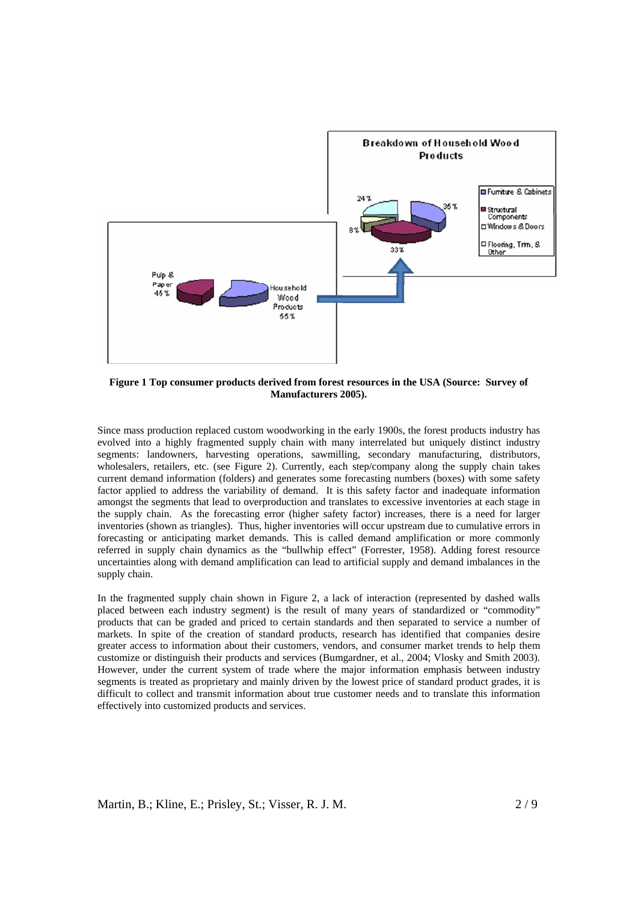**Figure 1 Top consumer products derived from forest resources in the USA (Source: Survey of Manufacturers 2005).**

Since mass production replaced custom woodworking in the early 1900s, the forest products industry has evolved into a highly fragmented supply chain with many interrelated but uniquely distinct industry segments: landowners, harvesting operations, sawmilling, secondary manufacturing, distributors, wholesalers, retailers, etc. (see Figure 2). Currently, each step/company along the supply chain takes current demand information (folders) and generates some forecasting numbers (boxes) with some safety factor applied to address the variability of demand. It is this safety factor and inadequate information amongst the segments that lead to overproduction and translates to excessive inventories at each stage in the supply chain. As the forecasting error (higher safety factor) increases, there is a need for larger inventories (shown as triangles). Thus, higher inventories will occur upstream due to cumulative errors in forecasting or anticipating market demands. This is called demand amplification or more commonly referred in supply chain dynamics as the "bullwhip effect" (Forrester, 1958). Adding forest resource uncertainties along with demand amplification can lead to artificial supply and demand imbalances in the supply chain.

In the fragmented supply chain shown in Figure 2, a lack of interaction (represented by dashed walls placed between each industry segment) is the result of many years of standardized or "commodity" products that can be graded and priced to certain standards and then separated to service a number of markets. In spite of the creation of standard products, research has identified that companies desire greater access to information about their customers, vendors, and consumer market trends to help them customize or distinguish their products and services (Bumgardner, et al., 2004; Vlosky and Smith 2003). However, under the current system of trade where the major information emphasis between industry segments is treated as proprietary and mainly driven by the lowest price of standard product grades, it is difficult to collect and transmit information about true customer needs and to translate this information effectively into customized products and services.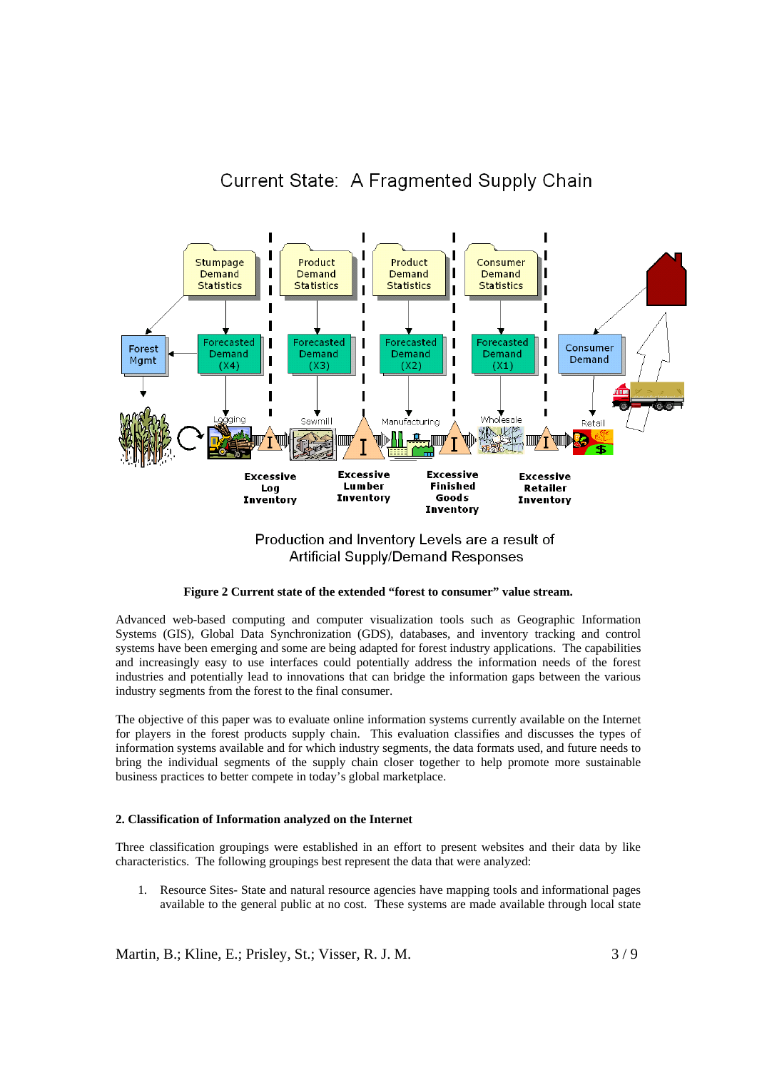**Figure 2 Current state of the extended "forest to consumer" value stream.**

Advanced web-based computing and computer visualization tools such as Geographic Information Systems (GIS), Global Data Synchronization (GDS), databases, and inventory tracking and control systems have been emerging and some are being adapted for forest industry applications. The capabilities and increasingly easy to use interfaces could potentially address the information needs of the forest industries and potentially lead to innovations that can bridge the information gaps between the various industry segments from the forest to the final consumer.

The objective of this paper was to evaluate online information systems currently available on the Internet for players in the forest products supply chain. This evaluation classifies and discusses the types of information systems available and for which industry segments, the data formats used, and future needs to bring the individual segments of the supply chain closer together to help promote more sustainable business practices to better compete in today's global marketplace.

## 2. Classification of Information analyzed on the Internet

Three classification groupings were established in an effort to present websites and their data by like characteristics. The following groupings best represent the data that were analyzed:

1. Resource Sites- State and natural resource agencies have mapping tools and informational pages available to the general public at no cost. These systems are made available through local state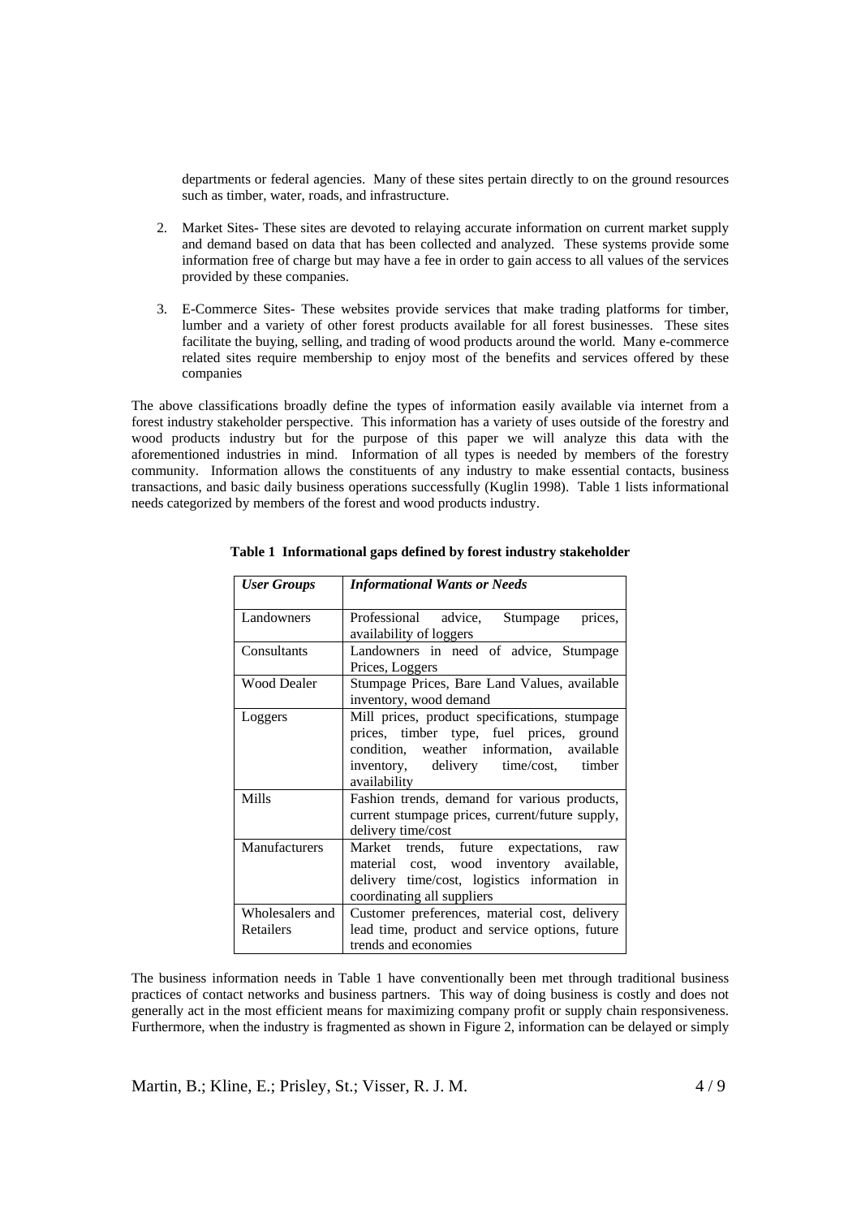departments or federal agencies. Many of these sites pertain directly to on the ground resources such as timber, water, roads, and infrastructure.

2. Market Sites- These sites are devoted to relaying accurate information on current market supply and demand based on data that has been collected and analyzed. These systems provide some information free of charge but may have a fee in order to gain access to all values of the services provided by these companies.

3. E-Commerce Sites- These websites provide services that make trading platforms for timber, lumber and a variety of other forest products available for all forest businesses. These sites facilitate the buying, selling, and trading of wood products around the world. Many e-commerce related sites require membership to enjoy most of the benefits and services offered by these companies

The above classifications broadly define the types of information easily available via internet from a forest industry stakeholder perspective. This information has a variety of uses outside of the forestry and wood products industry but for the purpose of this paper we will analyze this data with the aforementioned industries in mind. Information of all types is needed by members of the forestry community. Information allows the constituents of any industry to make essential contacts, business transactions, and basic daily business operations successfully (Kuglin 1998). Table 1 lists informational needs categorized by members of the forest and wood products industry.

**Table 1 Informational gaps defined by forest industry stakeholder**

| *User Groups* | *Informational Wants or Needs* |
|---|---|
| Landowners | Professional advice, Stumpage prices, availability of loggers |
| Consultants | Landowners in need of advice, Stumpage Prices, Loggers |
| Wood Dealer | Stumpage Prices, Bare Land Values, available inventory, wood demand |
| Loggers | Mill prices, product specifications, stumpage prices, timber type, fuel prices, ground condition, weather information, available inventory, delivery time/cost, timber availability |
| Mills | Fashion trends, demand for various products, current stumpage prices, current/future supply, delivery time/cost |
| Manufacturers | Market trends, future expectations, raw material cost, wood inventory available, delivery time/cost, logistics information in coordinating all suppliers |
| Wholesalers and Retailers | Customer preferences, material cost, delivery lead time, product and service options, future trends and economies |

The business information needs in Table 1 have conventionally been met through traditional business practices of contact networks and business partners. This way of doing business is costly and does not generally act in the most efficient means for maximizing company profit or supply chain responsiveness. Furthermore, when the industry is fragmented as shown in Figure 2, information can be delayed or simply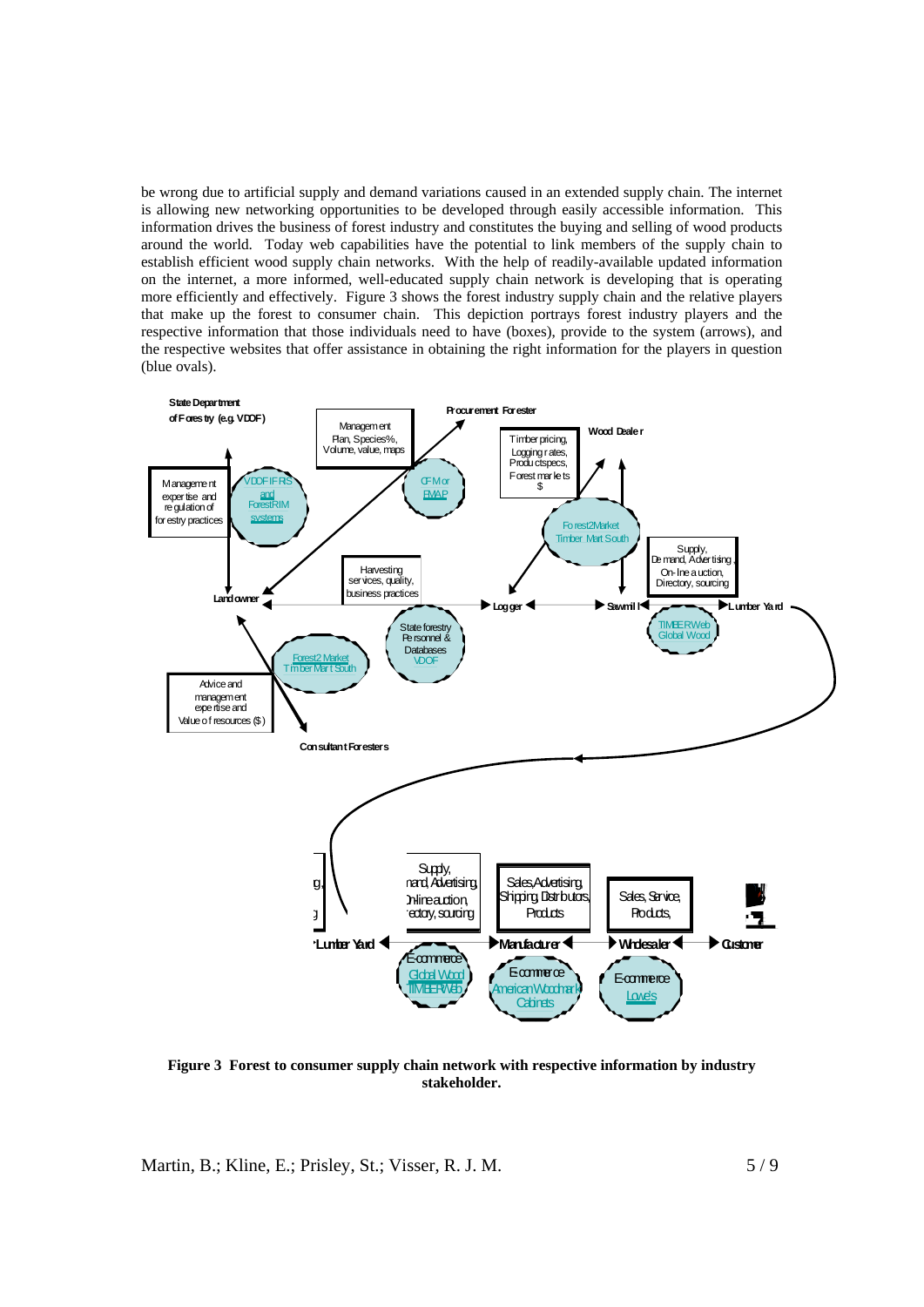be wrong due to artificial supply and demand variations caused in an extended supply chain. The internet is allowing new networking opportunities to be developed through easily accessible information. This information drives the business of forest industry and constitutes the buying and selling of wood products around the world. Today web capabilities have the potential to link members of the supply chain to establish efficient wood supply chain networks. With the help of readily-available updated information on the internet, a more informed, well-educated supply chain network is developing that is operating more efficiently and effectively. Figure 3 shows the forest industry supply chain and the relative players that make up the forest to consumer chain. This depiction portrays forest industry players and the respective information that those individuals need to have (boxes), provide to the system (arrows), and the respective websites that offer assistance in obtaining the right information for the players in question (blue ovals).

**Figure 3 Forest to consumer supply chain network with respective information by industry stakeholder.**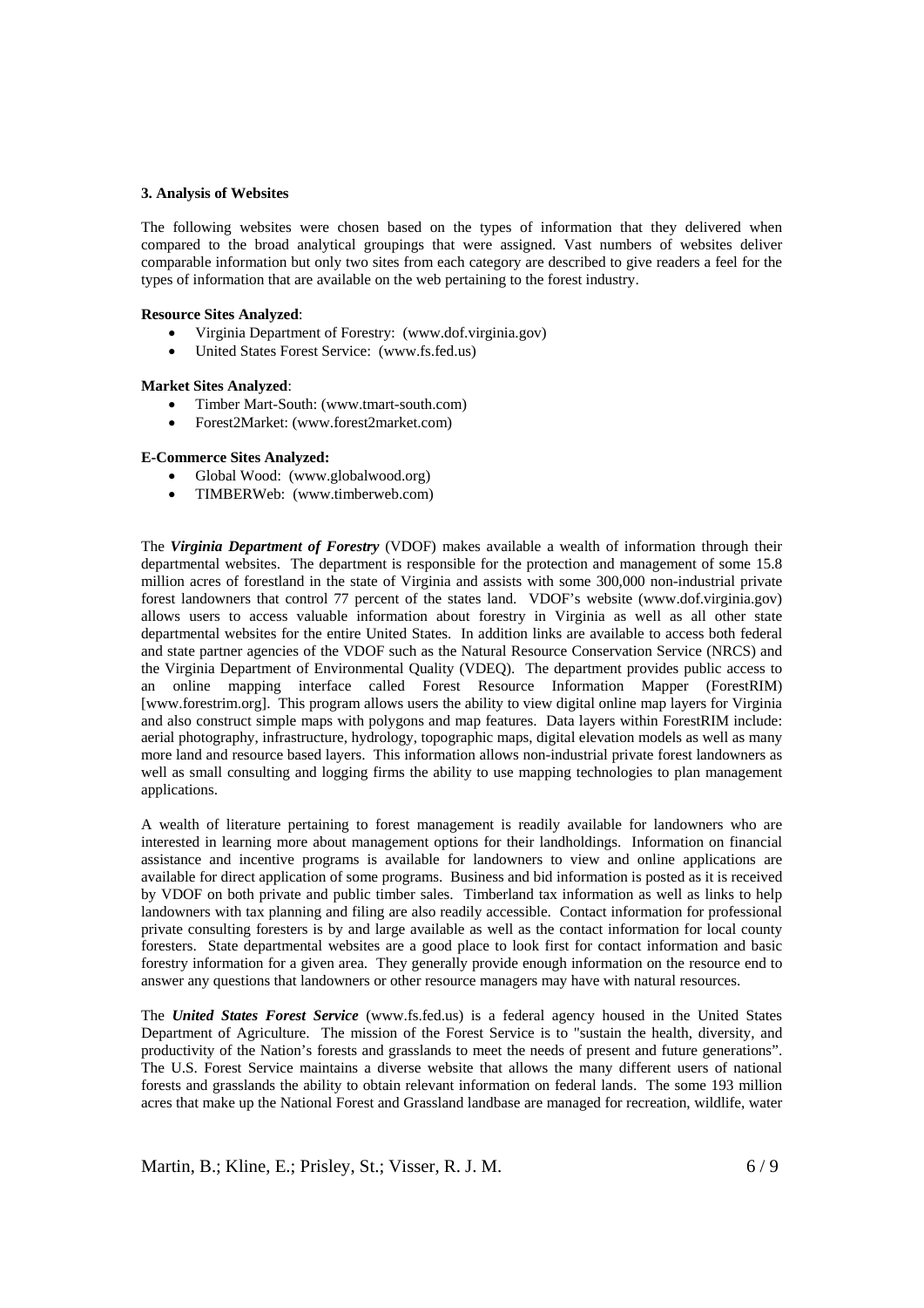### 3. Analysis of Websites

The following websites were chosen based on the types of information that they delivered when compared to the broad analytical groupings that were assigned. Vast numbers of websites deliver comparable information but only two sites from each category are described to give readers a feel for the types of information that are available on the web pertaining to the forest industry.

**Resource Sites Analyzed**:

- Virginia Department of Forestry: (www.dof.virginia.gov)
- United States Forest Service: (www.fs.fed.us)

**Market Sites Analyzed**:

- Timber Mart-South: (www.tmart-south.com)
- Forest2Market: (www.forest2market.com)

**E-Commerce Sites Analyzed:**

- Global Wood: (www.globalwood.org)
- TIMBERWeb: (www.timberweb.com)

The ***Virginia Department of Forestry*** (VDOF) makes available a wealth of information through their departmental websites. The department is responsible for the protection and management of some 15.8 million acres of forestland in the state of Virginia and assists with some 300,000 non-industrial private forest landowners that control 77 percent of the states land. VDOF's website (www.dof.virginia.gov) allows users to access valuable information about forestry in Virginia as well as all other state departmental websites for the entire United States. In addition links are available to access both federal and state partner agencies of the VDOF such as the Natural Resource Conservation Service (NRCS) and the Virginia Department of Environmental Quality (VDEQ). The department provides public access to an online mapping interface called Forest Resource Information Mapper (ForestRIM) [www.forestrim.org]. This program allows users the ability to view digital online map layers for Virginia and also construct simple maps with polygons and map features. Data layers within ForestRIM include: aerial photography, infrastructure, hydrology, topographic maps, digital elevation models as well as many more land and resource based layers. This information allows non-industrial private forest landowners as well as small consulting and logging firms the ability to use mapping technologies to plan management applications.

A wealth of literature pertaining to forest management is readily available for landowners who are interested in learning more about management options for their landholdings. Information on financial assistance and incentive programs is available for landowners to view and online applications are available for direct application of some programs. Business and bid information is posted as it is received by VDOF on both private and public timber sales. Timberland tax information as well as links to help landowners with tax planning and filing are also readily accessible. Contact information for professional private consulting foresters is by and large available as well as the contact information for local county foresters. State departmental websites are a good place to look first for contact information and basic forestry information for a given area. They generally provide enough information on the resource end to answer any questions that landowners or other resource managers may have with natural resources.

The ***United States Forest Service*** (www.fs.fed.us) is a federal agency housed in the United States Department of Agriculture. The mission of the Forest Service is to "sustain the health, diversity, and productivity of the Nation's forests and grasslands to meet the needs of present and future generations". The U.S. Forest Service maintains a diverse website that allows the many different users of national forests and grasslands the ability to obtain relevant information on federal lands. The some 193 million acres that make up the National Forest and Grassland landbase are managed for recreation, wildlife, water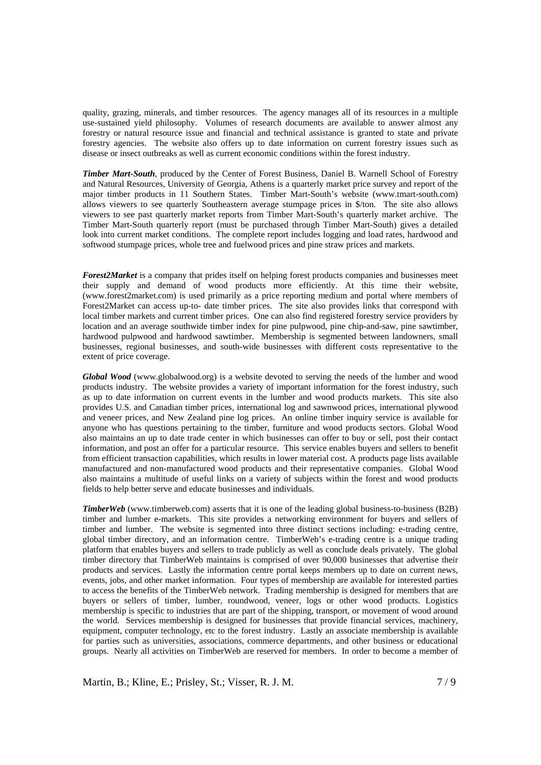quality, grazing, minerals, and timber resources. The agency manages all of its resources in a multiple use-sustained yield philosophy. Volumes of research documents are available to answer almost any forestry or natural resource issue and financial and technical assistance is granted to state and private forestry agencies. The website also offers up to date information on current forestry issues such as disease or insect outbreaks as well as current economic conditions within the forest industry.

***Timber Mart-South***, produced by the Center of Forest Business, Daniel B. Warnell School of Forestry and Natural Resources, University of Georgia, Athens is a quarterly market price survey and report of the major timber products in 11 Southern States. Timber Mart-South's website (www.tmart-south.com) allows viewers to see quarterly Southeastern average stumpage prices in $/ton. The site also allows viewers to see past quarterly market reports from Timber Mart-South's quarterly market archive. The Timber Mart-South quarterly report (must be purchased through Timber Mart-South) gives a detailed look into current market conditions. The complete report includes logging and load rates, hardwood and softwood stumpage prices, whole tree and fuelwood prices and pine straw prices and markets.

***Forest2Market*** is a company that prides itself on helping forest products companies and businesses meet their supply and demand of wood products more efficiently. At this time their website, (www.forest2market.com) is used primarily as a price reporting medium and portal where members of Forest2Market can access up-to- date timber prices. The site also provides links that correspond with local timber markets and current timber prices. One can also find registered forestry service providers by location and an average southwide timber index for pine pulpwood, pine chip-and-saw, pine sawtimber, hardwood pulpwood and hardwood sawtimber. Membership is segmented between landowners, small businesses, regional businesses, and south-wide businesses with different costs representative to the extent of price coverage.

***Global Wood*** (www.globalwood.org) is a website devoted to serving the needs of the lumber and wood products industry. The website provides a variety of important information for the forest industry, such as up to date information on current events in the lumber and wood products markets. This site also provides U.S. and Canadian timber prices, international log and sawnwood prices, international plywood and veneer prices, and New Zealand pine log prices. An online timber inquiry service is available for anyone who has questions pertaining to the timber, furniture and wood products sectors. Global Wood also maintains an up to date trade center in which businesses can offer to buy or sell, post their contact information, and post an offer for a particular resource. This service enables buyers and sellers to benefit from efficient transaction capabilities, which results in lower material cost. A products page lists available manufactured and non-manufactured wood products and their representative companies. Global Wood also maintains a multitude of useful links on a variety of subjects within the forest and wood products fields to help better serve and educate businesses and individuals.

***TimberWeb*** (www.timberweb.com) asserts that it is one of the leading global business-to-business (B2B) timber and lumber e-markets. This site provides a networking environment for buyers and sellers of timber and lumber. The website is segmented into three distinct sections including: e-trading centre, global timber directory, and an information centre. TimberWeb's e-trading centre is a unique trading platform that enables buyers and sellers to trade publicly as well as conclude deals privately. The global timber directory that TimberWeb maintains is comprised of over 90,000 businesses that advertise their products and services. Lastly the information centre portal keeps members up to date on current news, events, jobs, and other market information. Four types of membership are available for interested parties to access the benefits of the TimberWeb network. Trading membership is designed for members that are buyers or sellers of timber, lumber, roundwood, veneer, logs or other wood products. Logistics membership is specific to industries that are part of the shipping, transport, or movement of wood around the world. Services membership is designed for businesses that provide financial services, machinery, equipment, computer technology, etc to the forest industry. Lastly an associate membership is available for parties such as universities, associations, commerce departments, and other business or educational groups. Nearly all activities on TimberWeb are reserved for members. In order to become a member of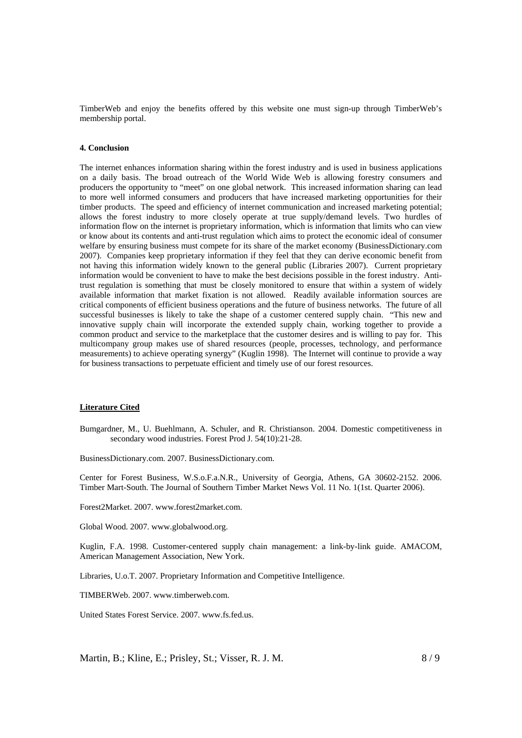TimberWeb and enjoy the benefits offered by this website one must sign-up through TimberWeb's membership portal.

#### 4. Conclusion

The internet enhances information sharing within the forest industry and is used in business applications on a daily basis. The broad outreach of the World Wide Web is allowing forestry consumers and producers the opportunity to "meet" on one global network. This increased information sharing can lead to more well informed consumers and producers that have increased marketing opportunities for their timber products. The speed and efficiency of internet communication and increased marketing potential; allows the forest industry to more closely operate at true supply/demand levels. Two hurdles of information flow on the internet is proprietary information, which is information that limits who can view or know about its contents and anti-trust regulation which aims to protect the economic ideal of consumer welfare by ensuring business must compete for its share of the market economy (BusinessDictionary.com 2007). Companies keep proprietary information if they feel that they can derive economic benefit from not having this information widely known to the general public (Libraries 2007). Current proprietary information would be convenient to have to make the best decisions possible in the forest industry. Anti-trust regulation is something that must be closely monitored to ensure that within a system of widely available information that market fixation is not allowed. Readily available information sources are critical components of efficient business operations and the future of business networks. The future of all successful businesses is likely to take the shape of a customer centered supply chain. "This new and innovative supply chain will incorporate the extended supply chain, working together to provide a common product and service to the marketplace that the customer desires and is willing to pay for. This multicompany group makes use of shared resources (people, processes, technology, and performance measurements) to achieve operating synergy" (Kuglin 1998). The Internet will continue to provide a way for business transactions to perpetuate efficient and timely use of our forest resources.

#### Literature Cited

Bumgardner, M., U. Buehlmann, A. Schuler, and R. Christianson. 2004. Domestic competitiveness in secondary wood industries. Forest Prod J. 54(10):21-28.

BusinessDictionary.com. 2007. BusinessDictionary.com.

Center for Forest Business, W.S.o.F.a.N.R., University of Georgia, Athens, GA 30602-2152. 2006. Timber Mart-South. The Journal of Southern Timber Market News Vol. 11 No. 1(1st. Quarter 2006).

Forest2Market. 2007. www.forest2market.com.

Global Wood. 2007. www.globalwood.org.

Kuglin, F.A. 1998. Customer-centered supply chain management: a link-by-link guide. AMACOM, American Management Association, New York.

Libraries, U.o.T. 2007. Proprietary Information and Competitive Intelligence.

TIMBERWeb. 2007. www.timberweb.com.

United States Forest Service. 2007. www.fs.fed.us.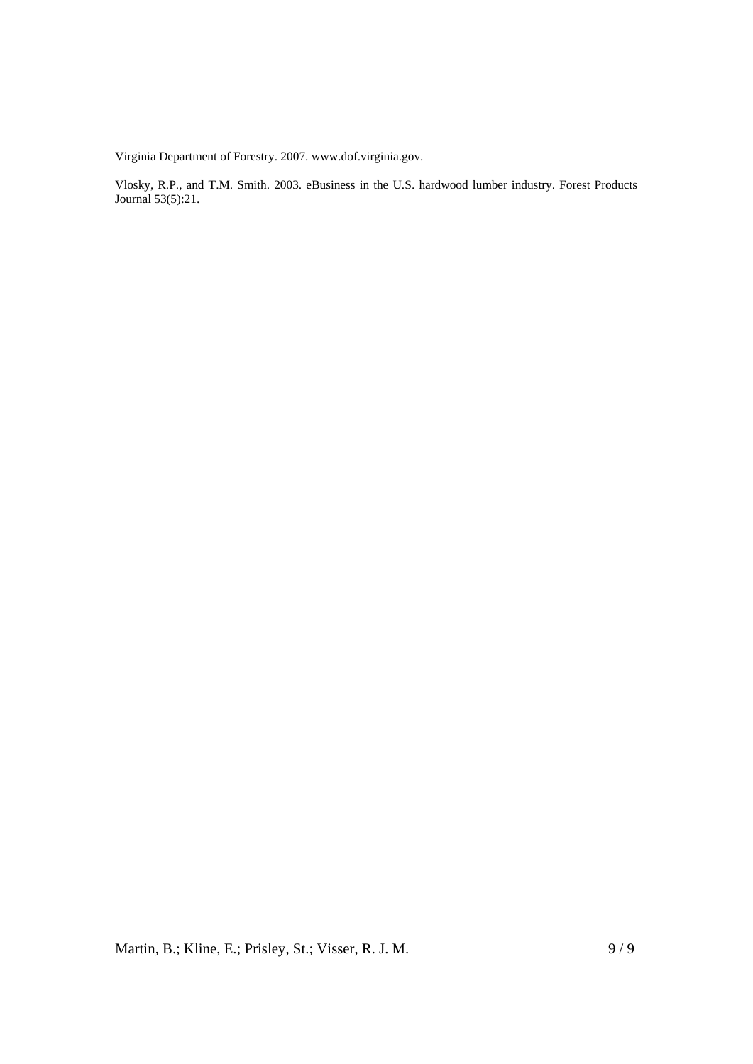Virginia Department of Forestry. 2007. www.dof.virginia.gov.

Vlosky, R.P., and T.M. Smith. 2003. eBusiness in the U.S. hardwood lumber industry. Forest Products Journal 53(5):21.